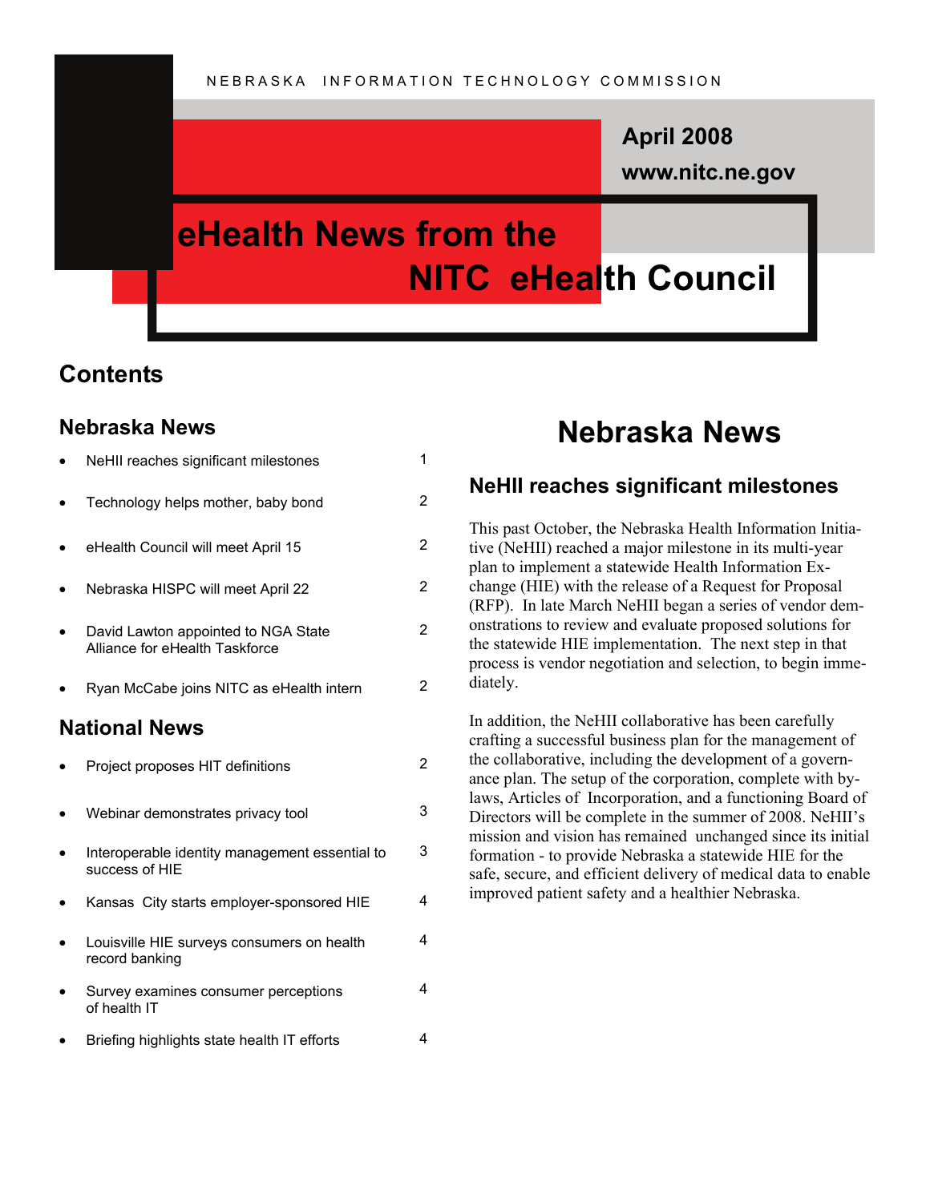NEBRASKA INFORMATION TECHNOLOGY COMMISSION

**April 2008**

**www.nitc.ne.gov**

# eHealth News from the NITC eHealth Council

## Contents

### Nebraska News

- NeHII reaches significant milestones — 1
- Technology helps mother, baby bond — 2
- eHealth Council will meet April 15 — 2
- Nebraska HISPC will meet April 22 — 2
- David Lawton appointed to NGA State Alliance for eHealth Taskforce — 2
- Ryan McCabe joins NITC as eHealth intern — 2

### National News

- Project proposes HIT definitions — 2
- Webinar demonstrates privacy tool — 3
- Interoperable identity management essential to success of HIE — 3
- Kansas City starts employer-sponsored HIE — 4
- Louisville HIE surveys consumers on health record banking — 4
- Survey examines consumer perceptions of health IT — 4
- Briefing highlights state health IT efforts — 4

# Nebraska News

## NeHII reaches significant milestones

This past October, the Nebraska Health Information Initiative (NeHII) reached a major milestone in its multi-year plan to implement a statewide Health Information Exchange (HIE) with the release of a Request for Proposal (RFP). In late March NeHII began a series of vendor demonstrations to review and evaluate proposed solutions for the statewide HIE implementation. The next step in that process is vendor negotiation and selection, to begin immediately.

In addition, the NeHII collaborative has been carefully crafting a successful business plan for the management of the collaborative, including the development of a governance plan. The setup of the corporation, complete with bylaws, Articles of Incorporation, and a functioning Board of Directors will be complete in the summer of 2008. NeHII's mission and vision has remained unchanged since its initial formation - to provide Nebraska a statewide HIE for the safe, secure, and efficient delivery of medical data to enable improved patient safety and a healthier Nebraska.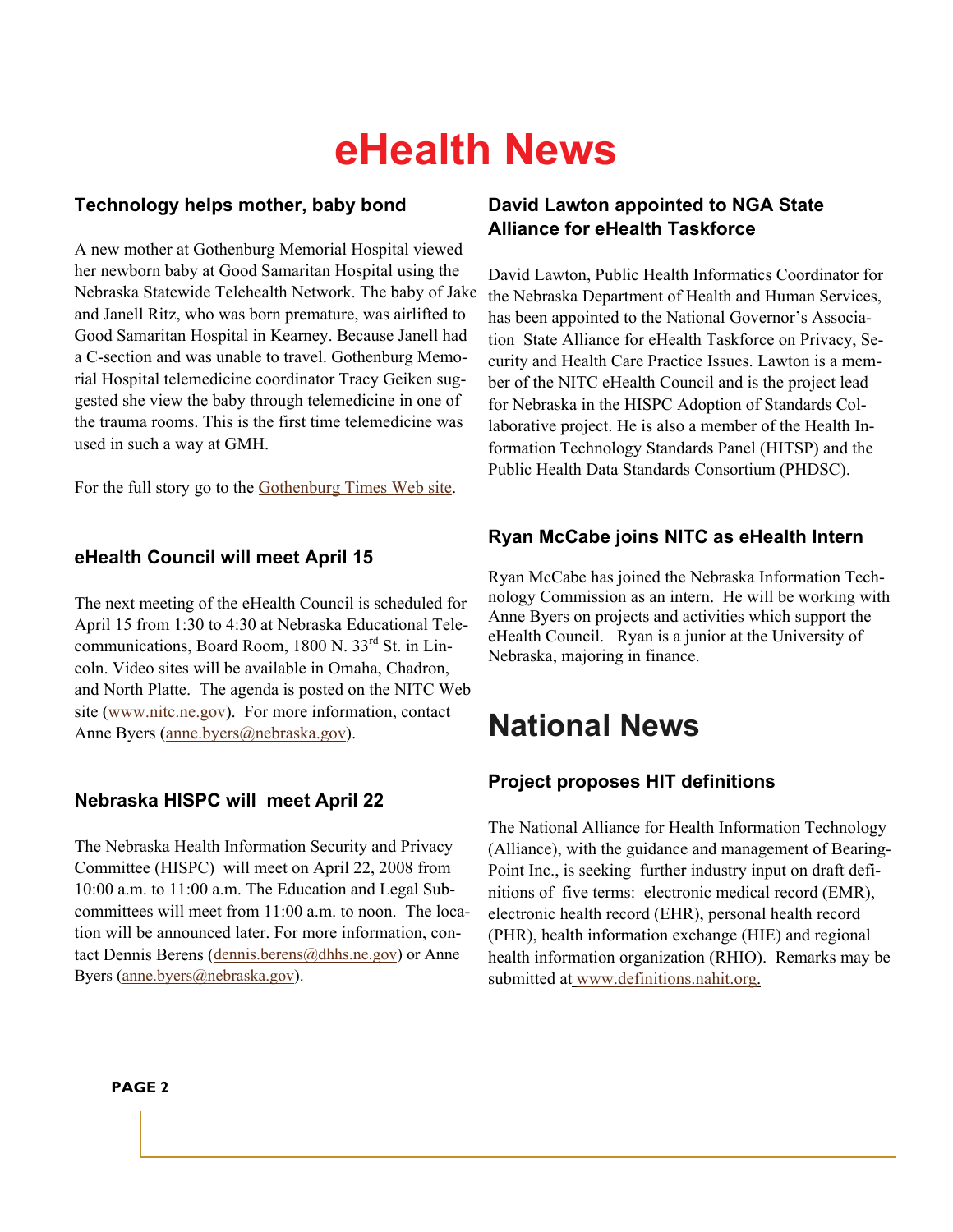# eHealth News

### Technology helps mother, baby bond

A new mother at Gothenburg Memorial Hospital viewed her newborn baby at Good Samaritan Hospital using the Nebraska Statewide Telehealth Network. The baby of Jake and Janell Ritz, who was born premature, was airlifted to Good Samaritan Hospital in Kearney. Because Janell had a C-section and was unable to travel. Gothenburg Memorial Hospital telemedicine coordinator Tracy Geiken suggested she view the baby through telemedicine in one of the trauma rooms. This is the first time telemedicine was used in such a way at GMH.

For the full story go to the Gothenburg Times Web site.

### eHealth Council will meet April 15

The next meeting of the eHealth Council is scheduled for April 15 from 1:30 to 4:30 at Nebraska Educational Telecommunications, Board Room, 1800 N. 33rd St. in Lincoln. Video sites will be available in Omaha, Chadron, and North Platte. The agenda is posted on the NITC Web site (www.nitc.ne.gov). For more information, contact Anne Byers (anne.byers@nebraska.gov).

### Nebraska HISPC will meet April 22

The Nebraska Health Information Security and Privacy Committee (HISPC) will meet on April 22, 2008 from 10:00 a.m. to 11:00 a.m. The Education and Legal Subcommittees will meet from 11:00 a.m. to noon. The location will be announced later. For more information, contact Dennis Berens (dennis.berens@dhhs.ne.gov) or Anne Byers (anne.byers@nebraska.gov).

### David Lawton appointed to NGA State Alliance for eHealth Taskforce

David Lawton, Public Health Informatics Coordinator for the Nebraska Department of Health and Human Services, has been appointed to the National Governor's Association State Alliance for eHealth Taskforce on Privacy, Security and Health Care Practice Issues. Lawton is a member of the NITC eHealth Council and is the project lead for Nebraska in the HISPC Adoption of Standards Collaborative project. He is also a member of the Health Information Technology Standards Panel (HITSP) and the Public Health Data Standards Consortium (PHDSC).

### Ryan McCabe joins NITC as eHealth Intern

Ryan McCabe has joined the Nebraska Information Technology Commission as an intern. He will be working with Anne Byers on projects and activities which support the eHealth Council. Ryan is a junior at the University of Nebraska, majoring in finance.

# National News

### Project proposes HIT definitions

The National Alliance for Health Information Technology (Alliance), with the guidance and management of BearingPoint Inc., is seeking further industry input on draft definitions of five terms: electronic medical record (EMR), electronic health record (EHR), personal health record (PHR), health information exchange (HIE) and regional health information organization (RHIO). Remarks may be submitted at www.definitions.nahit.org.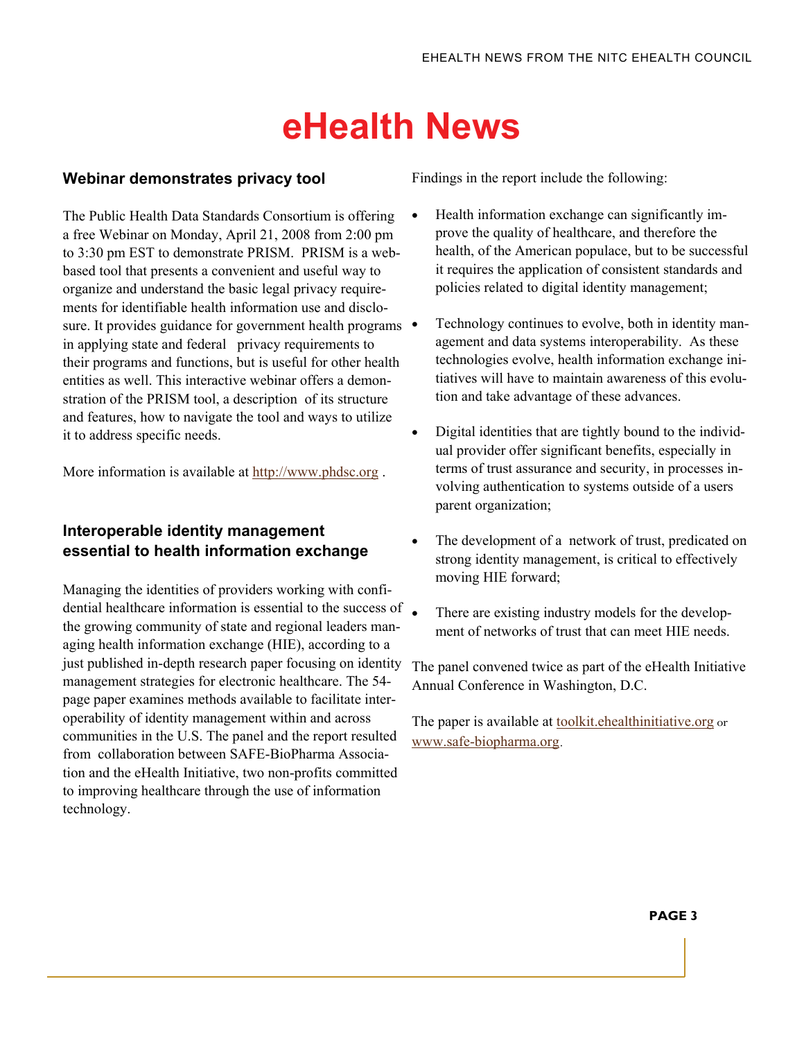# eHealth News

## Webinar demonstrates privacy tool

The Public Health Data Standards Consortium is offering a free Webinar on Monday, April 21, 2008 from 2:00 pm to 3:30 pm EST to demonstrate PRISM. PRISM is a web-based tool that presents a convenient and useful way to organize and understand the basic legal privacy requirements for identifiable health information use and disclosure. It provides guidance for government health programs in applying state and federal privacy requirements to their programs and functions, but is useful for other health entities as well. This interactive webinar offers a demonstration of the PRISM tool, a description of its structure and features, how to navigate the tool and ways to utilize it to address specific needs.

More information is available at http://www.phdsc.org .

## Interoperable identity management essential to health information exchange

Managing the identities of providers working with confidential healthcare information is essential to the success of the growing community of state and regional leaders managing health information exchange (HIE), according to a just published in-depth research paper focusing on identity management strategies for electronic healthcare. The 54-page paper examines methods available to facilitate interoperability of identity management within and across communities in the U.S. The panel and the report resulted from collaboration between SAFE-BioPharma Association and the eHealth Initiative, two non-profits committed to improving healthcare through the use of information technology.

Findings in the report include the following:

- Health information exchange can significantly improve the quality of healthcare, and therefore the health, of the American populace, but to be successful it requires the application of consistent standards and policies related to digital identity management;
- Technology continues to evolve, both in identity management and data systems interoperability. As these technologies evolve, health information exchange initiatives will have to maintain awareness of this evolution and take advantage of these advances.
- Digital identities that are tightly bound to the individual provider offer significant benefits, especially in terms of trust assurance and security, in processes involving authentication to systems outside of a users parent organization;
- The development of a network of trust, predicated on strong identity management, is critical to effectively moving HIE forward;
- There are existing industry models for the development of networks of trust that can meet HIE needs.

The panel convened twice as part of the eHealth Initiative Annual Conference in Washington, D.C.

The paper is available at toolkit.ehealthinitiative.org or www.safe-biopharma.org.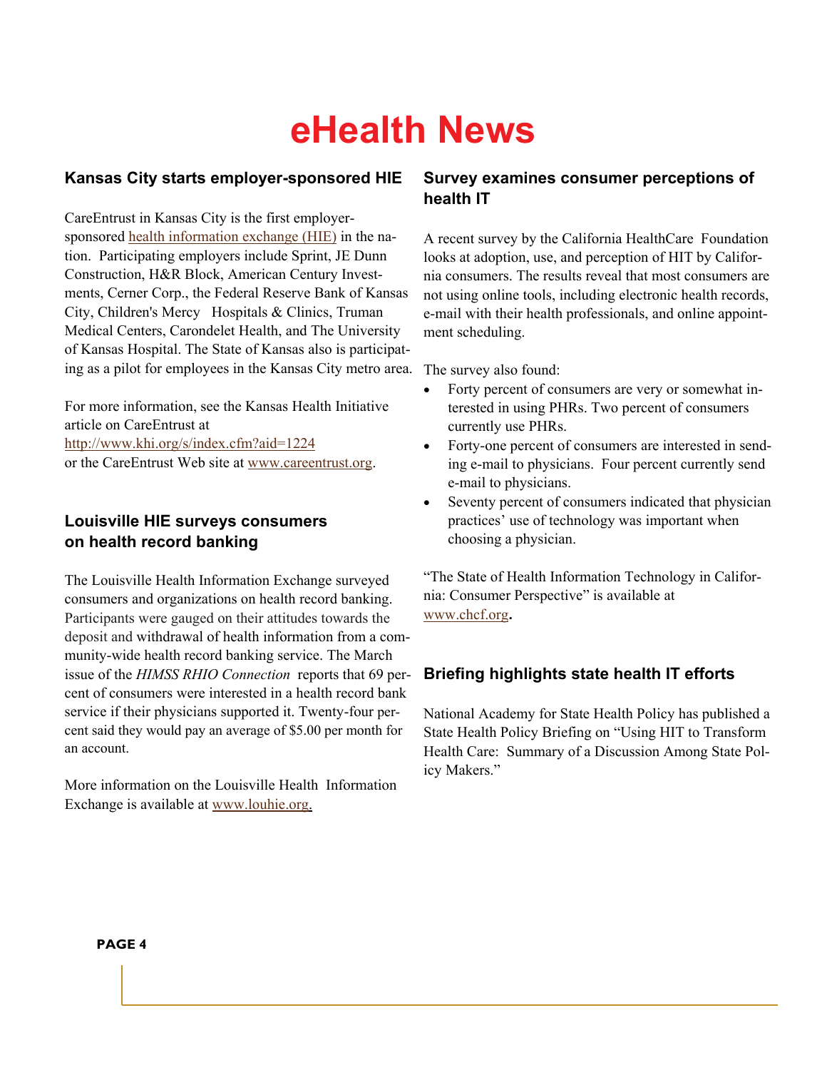# eHealth News

## Kansas City starts employer-sponsored HIE

CareEntrust in Kansas City is the first employer-sponsored health information exchange (HIE) in the nation. Participating employers include Sprint, JE Dunn Construction, H&R Block, American Century Investments, Cerner Corp., the Federal Reserve Bank of Kansas City, Children's Mercy Hospitals & Clinics, Truman Medical Centers, Carondelet Health, and The University of Kansas Hospital. The State of Kansas also is participating as a pilot for employees in the Kansas City metro area.

For more information, see the Kansas Health Initiative article on CareEntrust at http://www.khi.org/s/index.cfm?aid=1224 or the CareEntrust Web site at www.careentrust.org.

## Louisville HIE surveys consumers on health record banking

The Louisville Health Information Exchange surveyed consumers and organizations on health record banking. Participants were gauged on their attitudes towards the deposit and withdrawal of health information from a community-wide health record banking service. The March issue of the *HIMSS RHIO Connection* reports that 69 percent of consumers were interested in a health record bank service if their physicians supported it. Twenty-four percent said they would pay an average of $5.00 per month for an account.

More information on the Louisville Health Information Exchange is available at www.louhie.org.

## Survey examines consumer perceptions of health IT

A recent survey by the California HealthCare Foundation looks at adoption, use, and perception of HIT by California consumers. The results reveal that most consumers are not using online tools, including electronic health records, e-mail with their health professionals, and online appointment scheduling.

The survey also found:

- Forty percent of consumers are very or somewhat interested in using PHRs. Two percent of consumers currently use PHRs.
- Forty-one percent of consumers are interested in sending e-mail to physicians. Four percent currently send e-mail to physicians.
- Seventy percent of consumers indicated that physician practices' use of technology was important when choosing a physician.

"The State of Health Information Technology in California: Consumer Perspective" is available at www.chcf.org.

## Briefing highlights state health IT efforts

National Academy for State Health Policy has published a State Health Policy Briefing on "Using HIT to Transform Health Care: Summary of a Discussion Among State Policy Makers."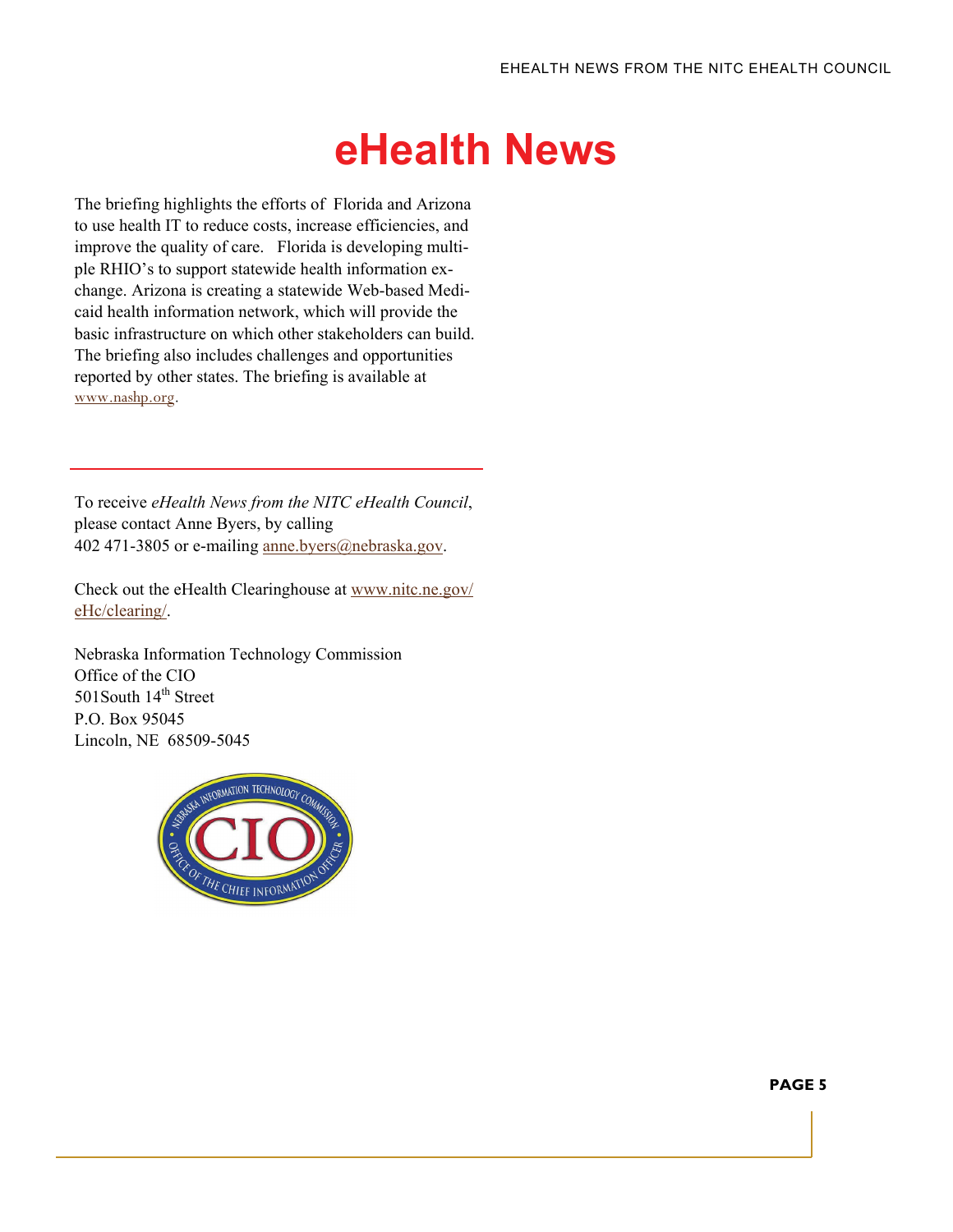# eHealth News

The briefing highlights the efforts of Florida and Arizona to use health IT to reduce costs, increase efficiencies, and improve the quality of care. Florida is developing multiple RHIO's to support statewide health information exchange. Arizona is creating a statewide Web-based Medicaid health information network, which will provide the basic infrastructure on which other stakeholders can build. The briefing also includes challenges and opportunities reported by other states. The briefing is available at www.nashp.org.

---

To receive *eHealth News from the NITC eHealth Council*, please contact Anne Byers, by calling 402 471-3805 or e-mailing anne.byers@nebraska.gov.

Check out the eHealth Clearinghouse at www.nitc.ne.gov/eHc/clearing/.

Nebraska Information Technology Commission  
Office of the CIO  
501South 14th Street  
P.O. Box 95045  
Lincoln, NE 68509-5045